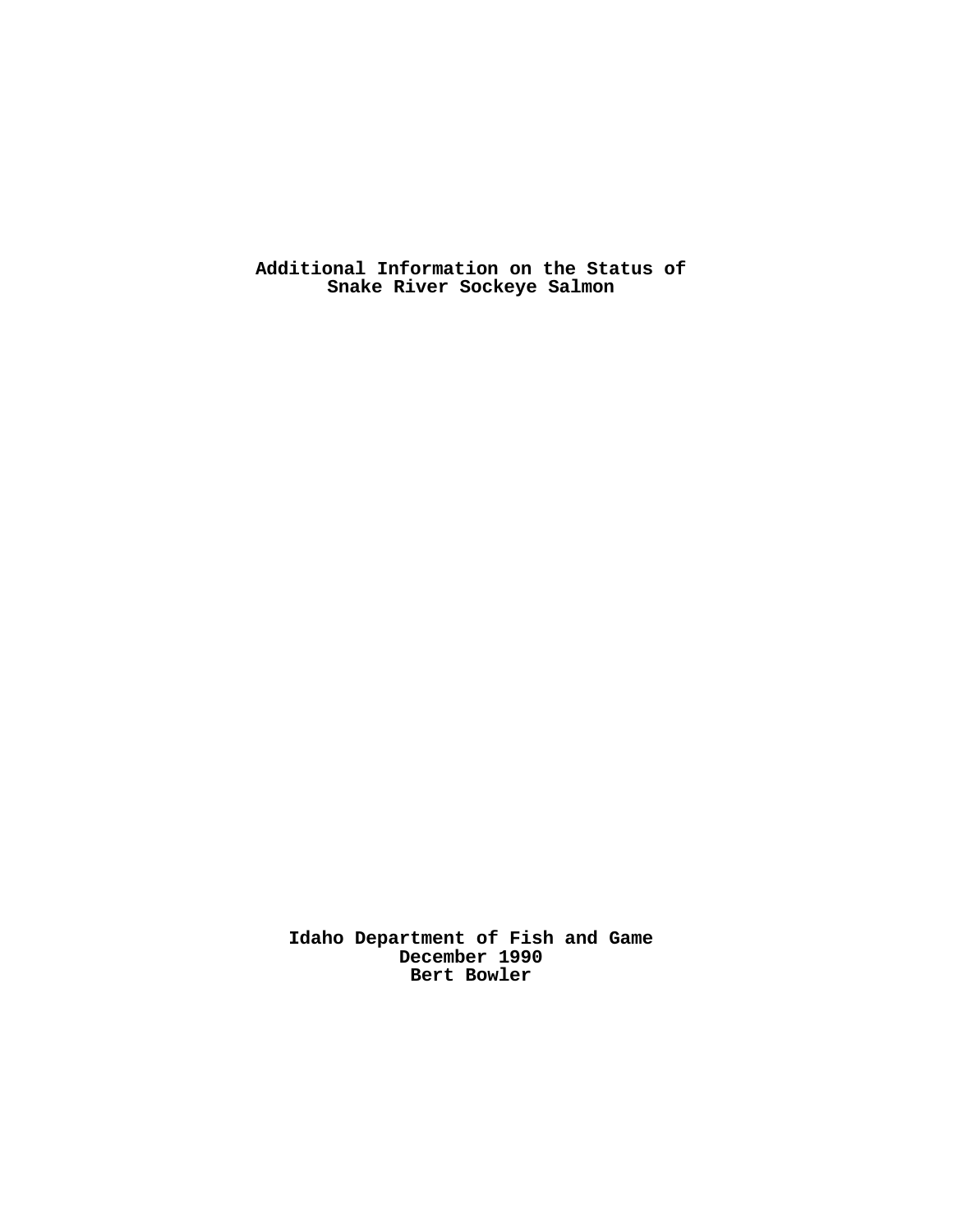# Additional Information on the Status of Snake River Sockeye Salmon

**Idaho Department of Fish and Game**
**December 1990**
**Bert Bowler**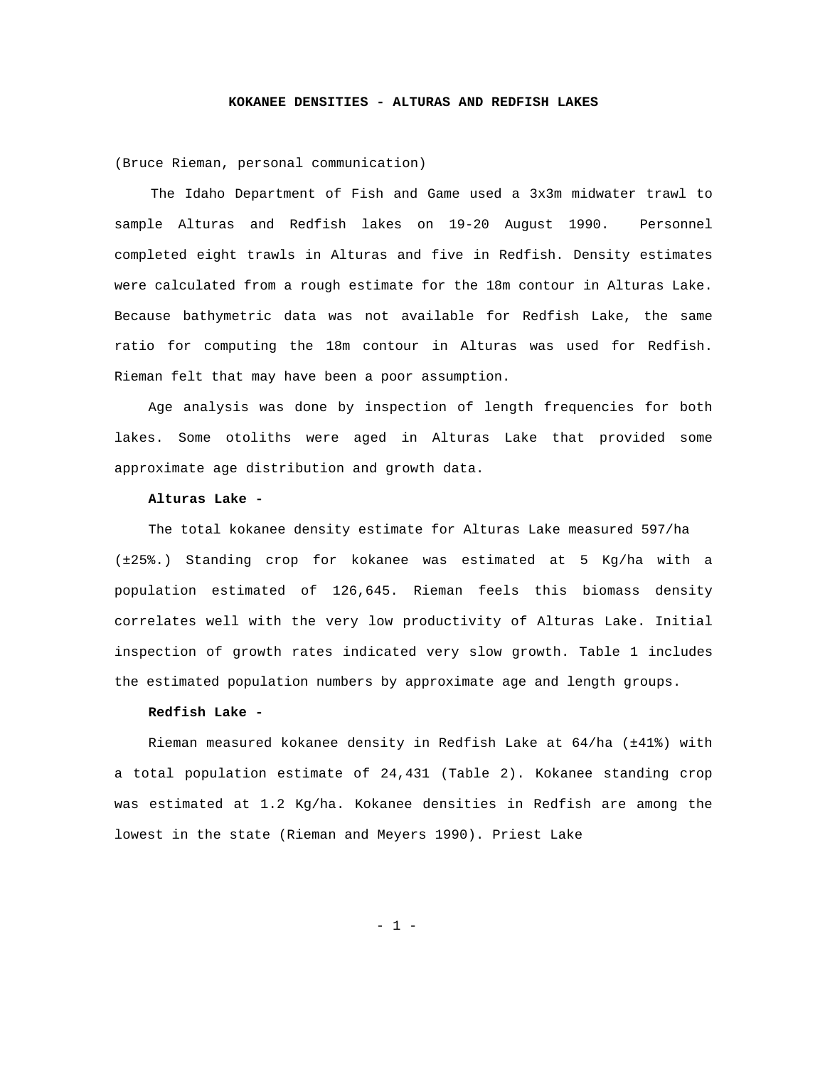# KOKANEE DENSITIES - ALTURAS AND REDFISH LAKES

(Bruce Rieman, personal communication)

The Idaho Department of Fish and Game used a 3x3m midwater trawl to sample Alturas and Redfish lakes on 19-20 August 1990. Personnel completed eight trawls in Alturas and five in Redfish. Density estimates were calculated from a rough estimate for the 18m contour in Alturas Lake. Because bathymetric data was not available for Redfish Lake, the same ratio for computing the 18m contour in Alturas was used for Redfish. Rieman felt that may have been a poor assumption.

Age analysis was done by inspection of length frequencies for both lakes. Some otoliths were aged in Alturas Lake that provided some approximate age distribution and growth data.

**Alturas Lake -**

The total kokanee density estimate for Alturas Lake measured 597/ha (±25%.) Standing crop for kokanee was estimated at 5 Kg/ha with a population estimated of 126,645. Rieman feels this biomass density correlates well with the very low productivity of Alturas Lake. Initial inspection of growth rates indicated very slow growth. Table 1 includes the estimated population numbers by approximate age and length groups.

**Redfish Lake -**

Rieman measured kokanee density in Redfish Lake at 64/ha (±41%) with a total population estimate of 24,431 (Table 2). Kokanee standing crop was estimated at 1.2 Kg/ha. Kokanee densities in Redfish are among the lowest in the state (Rieman and Meyers 1990). Priest Lake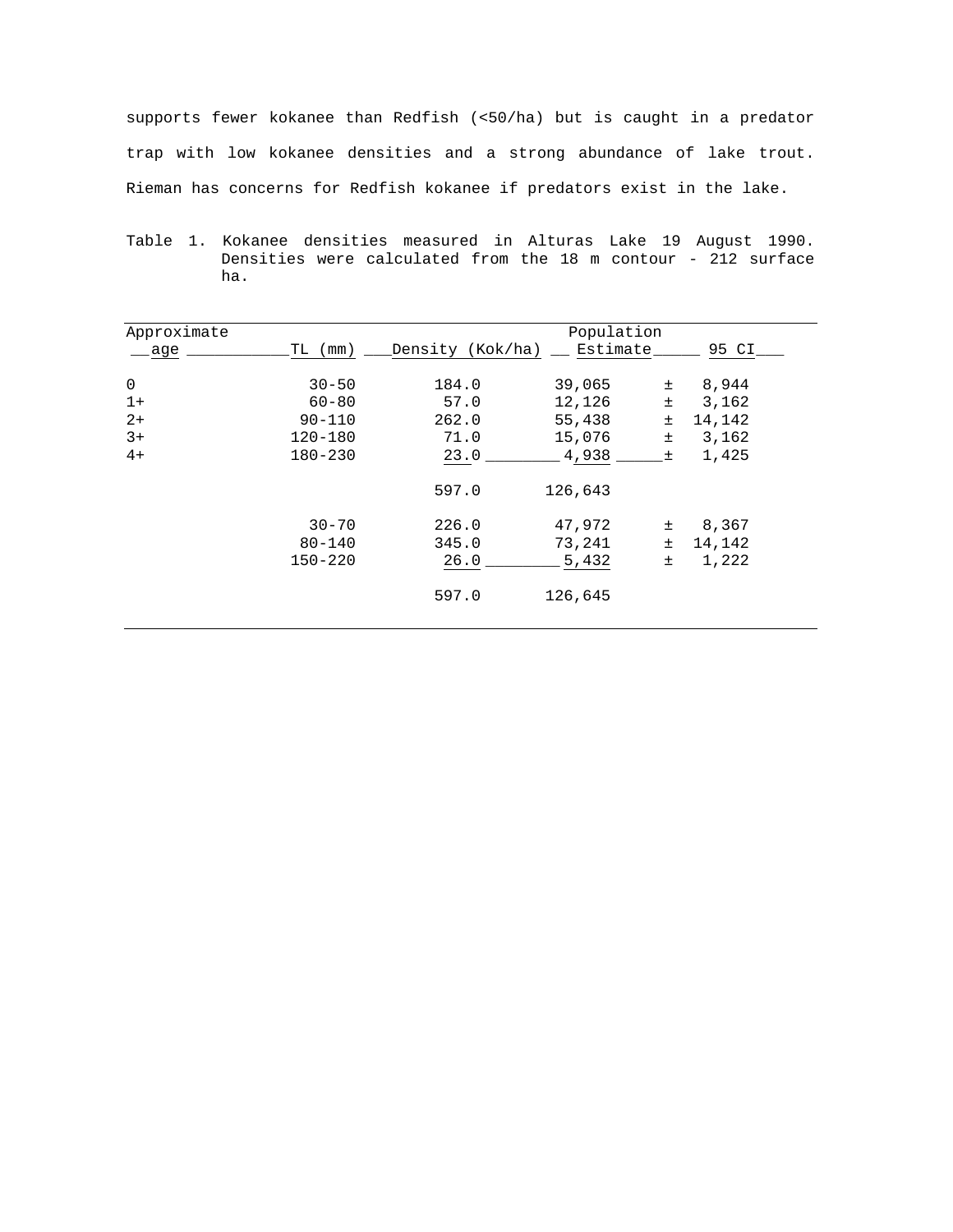supports fewer kokanee than Redfish (<50/ha) but is caught in a predator trap with low kokanee densities and a strong abundance of lake trout. Rieman has concerns for Redfish kokanee if predators exist in the lake.

Table 1. Kokanee densities measured in Alturas Lake 19 August 1990. Densities were calculated from the 18 m contour - 212 surface ha.

| Approximate age | TL (mm) | Density (Kok/ha) | Population Estimate | 95 CI |
|---|---|---|---|---|
| 0 | 30-50 | 184.0 | 39,065 | ± 8,944 |
| 1+ | 60-80 | 57.0 | 12,126 | ± 3,162 |
| 2+ | 90-110 | 262.0 | 55,438 | ± 14,142 |
| 3+ | 120-180 | 71.0 | 15,076 | ± 3,162 |
| 4+ | 180-230 | 23.0 | 4,938 | ± 1,425 |
| | | 597.0 | 126,643 | |
| | 30-70 | 226.0 | 47,972 | ± 8,367 |
| | 80-140 | 345.0 | 73,241 | ± 14,142 |
| | 150-220 | 26.0 | 5,432 | ± 1,222 |
| | | 597.0 | 126,645 | |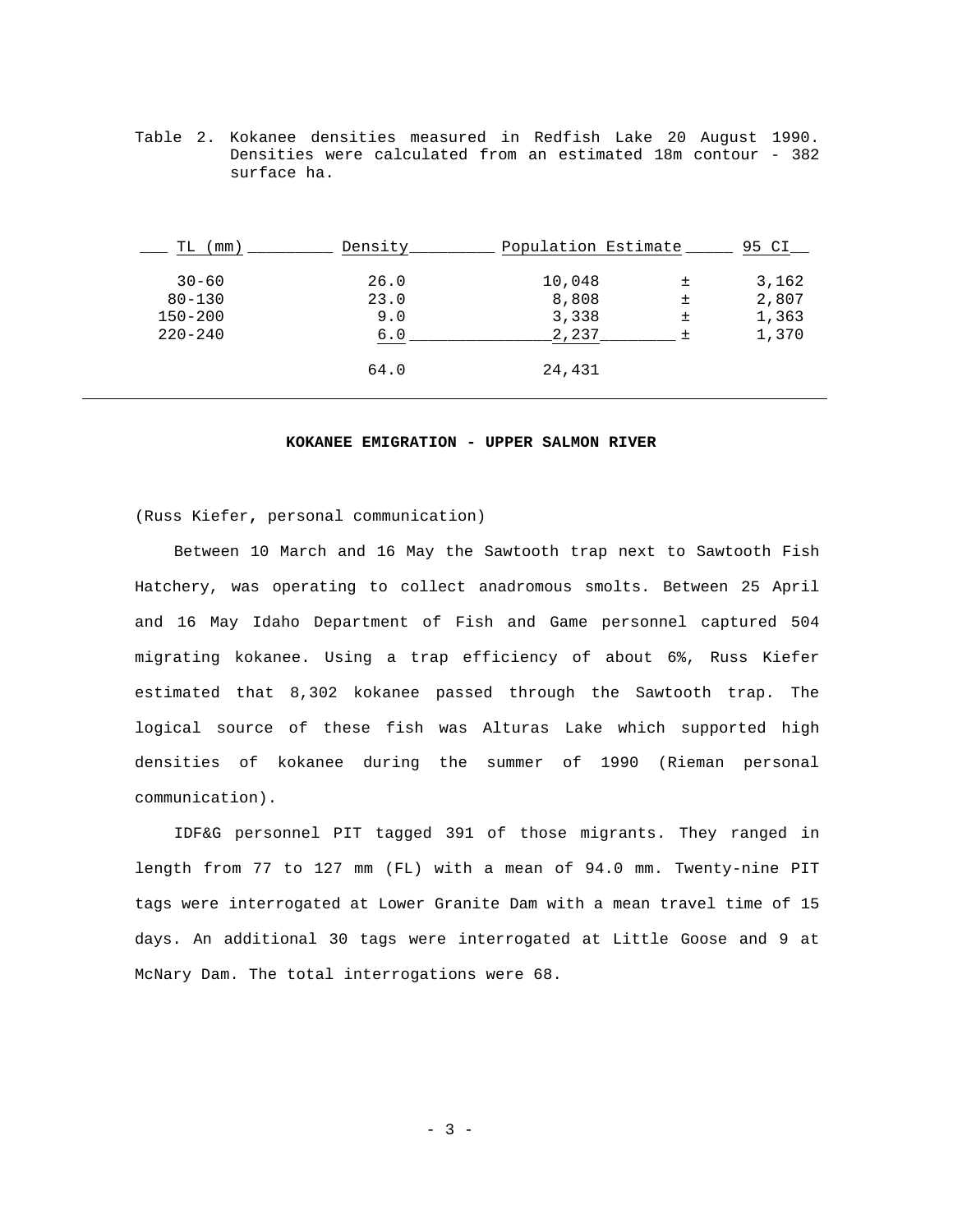Table 2. Kokanee densities measured in Redfish Lake 20 August 1990. Densities were calculated from an estimated 18m contour - 382 surface ha.

| TL (mm) | Density | Population Estimate | | 95 CI |
|---|---|---|---|---|
| 30-60 | 26.0 | 10,048 | ± | 3,162 |
| 80-130 | 23.0 | 8,808 | ± | 2,807 |
| 150-200 | 9.0 | 3,338 | ± | 1,363 |
| 220-240 | 6.0 | 2,237 | ± | 1,370 |
| | 64.0 | 24,431 | | |

**KOKANEE EMIGRATION - UPPER SALMON RIVER**

(Russ Kiefer, personal communication)

Between 10 March and 16 May the Sawtooth trap next to Sawtooth Fish Hatchery, was operating to collect anadromous smolts. Between 25 April and 16 May Idaho Department of Fish and Game personnel captured 504 migrating kokanee. Using a trap efficiency of about 6%, Russ Kiefer estimated that 8,302 kokanee passed through the Sawtooth trap. The logical source of these fish was Alturas Lake which supported high densities of kokanee during the summer of 1990 (Rieman personal communication).

IDF&G personnel PIT tagged 391 of those migrants. They ranged in length from 77 to 127 mm (FL) with a mean of 94.0 mm. Twenty-nine PIT tags were interrogated at Lower Granite Dam with a mean travel time of 15 days. An additional 30 tags were interrogated at Little Goose and 9 at McNary Dam. The total interrogations were 68.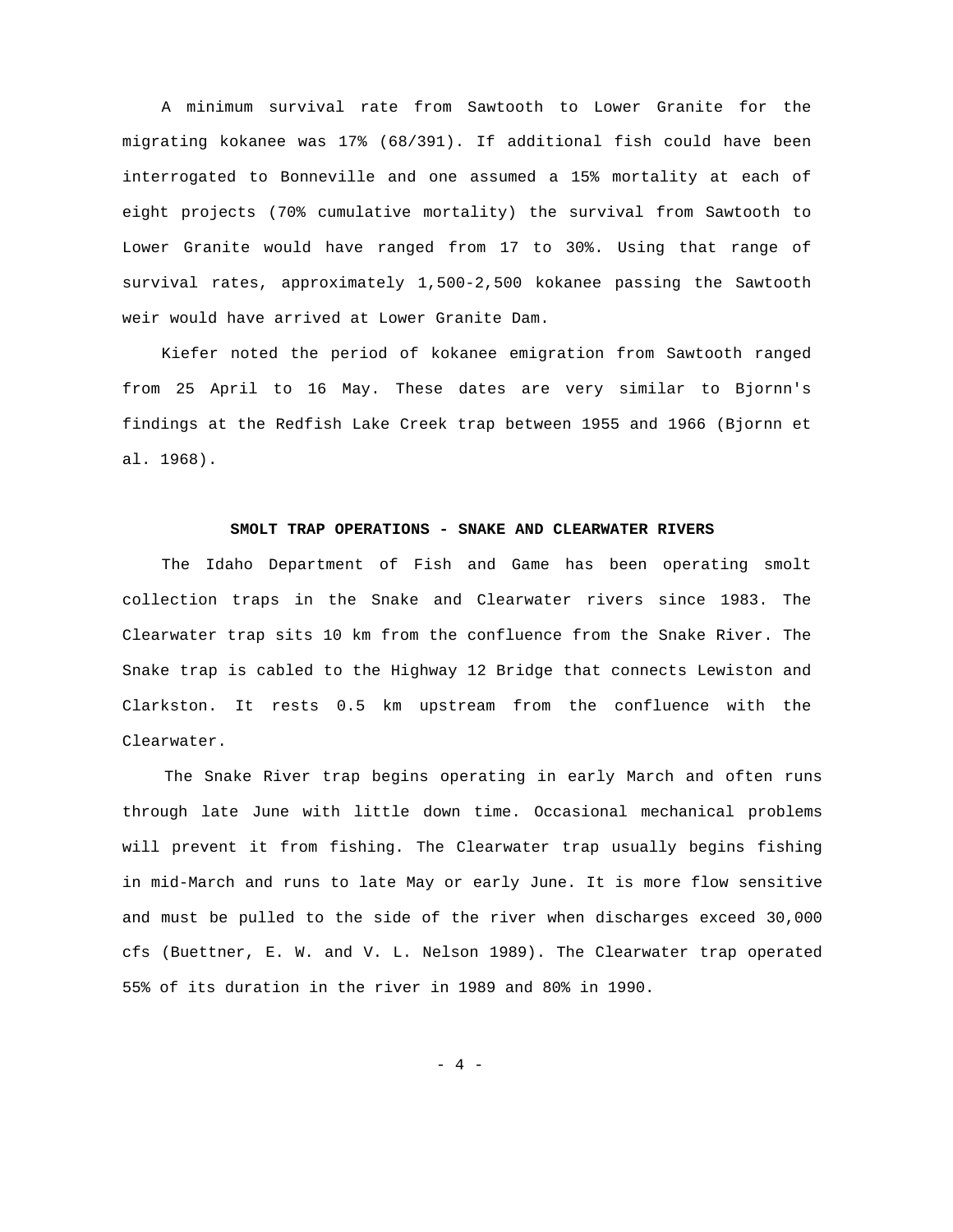A minimum survival rate from Sawtooth to Lower Granite for the migrating kokanee was 17% (68/391). If additional fish could have been interrogated to Bonneville and one assumed a 15% mortality at each of eight projects (70% cumulative mortality) the survival from Sawtooth to Lower Granite would have ranged from 17 to 30%. Using that range of survival rates, approximately 1,500-2,500 kokanee passing the Sawtooth weir would have arrived at Lower Granite Dam.

Kiefer noted the period of kokanee emigration from Sawtooth ranged from 25 April to 16 May. These dates are very similar to Bjornn's findings at the Redfish Lake Creek trap between 1955 and 1966 (Bjornn et al. 1968).

## SMOLT TRAP OPERATIONS - SNAKE AND CLEARWATER RIVERS

The Idaho Department of Fish and Game has been operating smolt collection traps in the Snake and Clearwater rivers since 1983. The Clearwater trap sits 10 km from the confluence from the Snake River. The Snake trap is cabled to the Highway 12 Bridge that connects Lewiston and Clarkston. It rests 0.5 km upstream from the confluence with the Clearwater.

The Snake River trap begins operating in early March and often runs through late June with little down time. Occasional mechanical problems will prevent it from fishing. The Clearwater trap usually begins fishing in mid-March and runs to late May or early June. It is more flow sensitive and must be pulled to the side of the river when discharges exceed 30,000 cfs (Buettner, E. W. and V. L. Nelson 1989). The Clearwater trap operated 55% of its duration in the river in 1989 and 80% in 1990.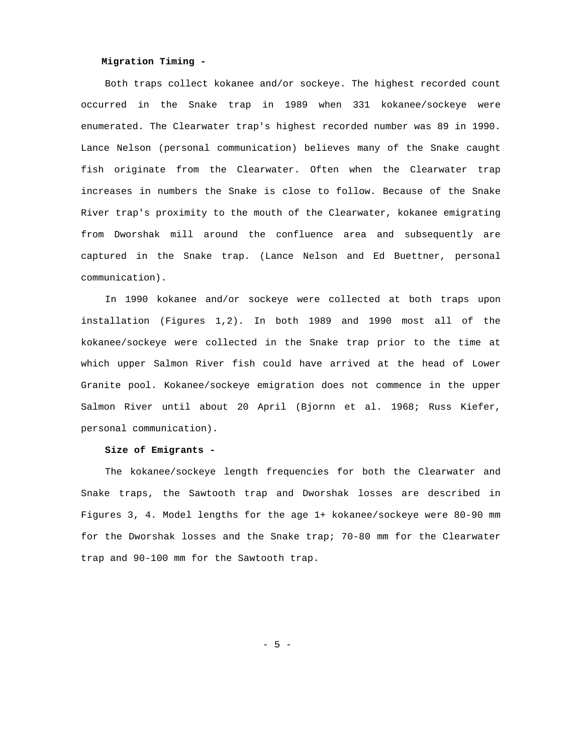**Migration Timing -**

Both traps collect kokanee and/or sockeye. The highest recorded count occurred in the Snake trap in 1989 when 331 kokanee/sockeye were enumerated. The Clearwater trap's highest recorded number was 89 in 1990. Lance Nelson (personal communication) believes many of the Snake caught fish originate from the Clearwater. Often when the Clearwater trap increases in numbers the Snake is close to follow. Because of the Snake River trap's proximity to the mouth of the Clearwater, kokanee emigrating from Dworshak mill around the confluence area and subsequently are captured in the Snake trap. (Lance Nelson and Ed Buettner, personal communication).

In 1990 kokanee and/or sockeye were collected at both traps upon installation (Figures 1,2). In both 1989 and 1990 most all of the kokanee/sockeye were collected in the Snake trap prior to the time at which upper Salmon River fish could have arrived at the head of Lower Granite pool. Kokanee/sockeye emigration does not commence in the upper Salmon River until about 20 April (Bjornn et al. 1968; Russ Kiefer, personal communication).

**Size of Emigrants -**

The kokanee/sockeye length frequencies for both the Clearwater and Snake traps, the Sawtooth trap and Dworshak losses are described in Figures 3, 4. Model lengths for the age 1+ kokanee/sockeye were 80-90 mm for the Dworshak losses and the Snake trap; 70-80 mm for the Clearwater trap and 90-100 mm for the Sawtooth trap.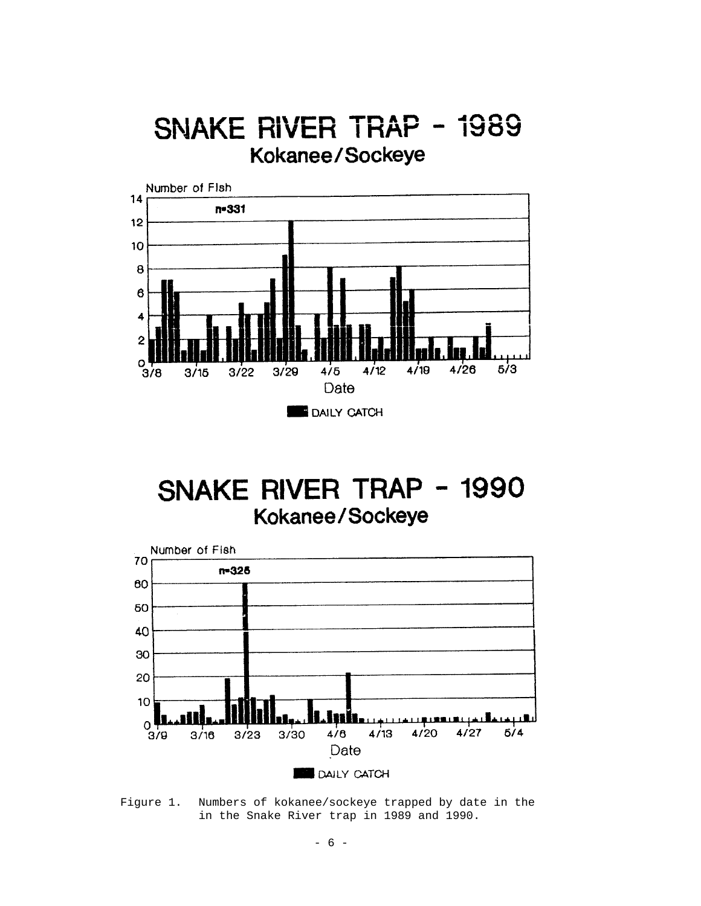# SNAKE RIVER TRAP - 1989

## Kokanee/Sockeye

Number of Fish

n=331

Date

DAILY CATCH

# SNAKE RIVER TRAP - 1990

## Kokanee/Sockeye

Number of Fish

n=325

Date

DAILY CATCH

Figure 1. Numbers of kokanee/sockeye trapped by date in the in the Snake River trap in 1989 and 1990.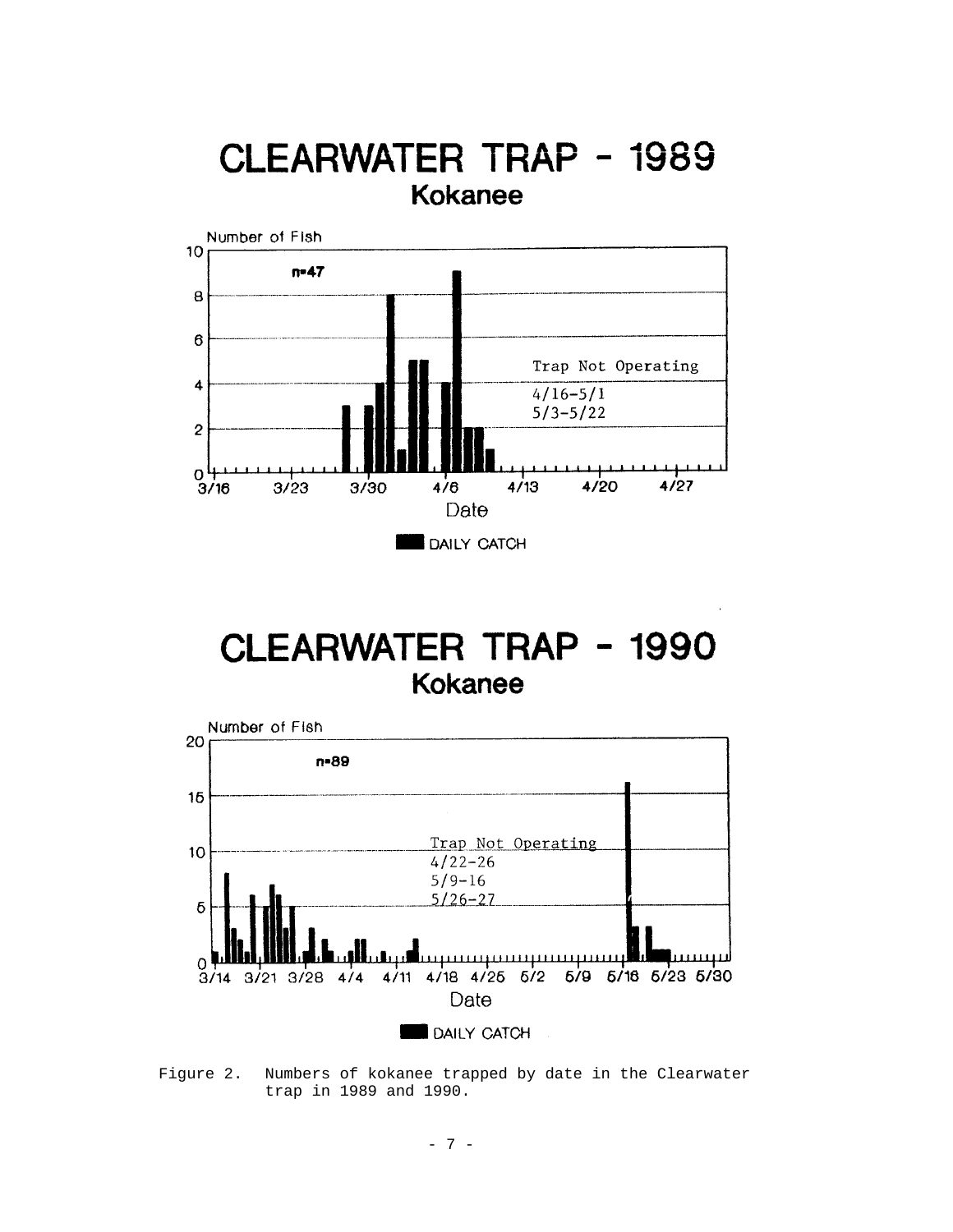# CLEARWATER TRAP - 1989

## Kokanee

Number of Fish

n=47

Trap Not Operating
4/16-5/1
5/3-5/22

Date

DAILY CATCH

# CLEARWATER TRAP - 1990

## Kokanee

Number of Fish

n=89

Trap Not Operating
4/22-26
5/9-16
5/26-27

Date

DAILY CATCH

Figure 2. Numbers of kokanee trapped by date in the Clearwater trap in 1989 and 1990.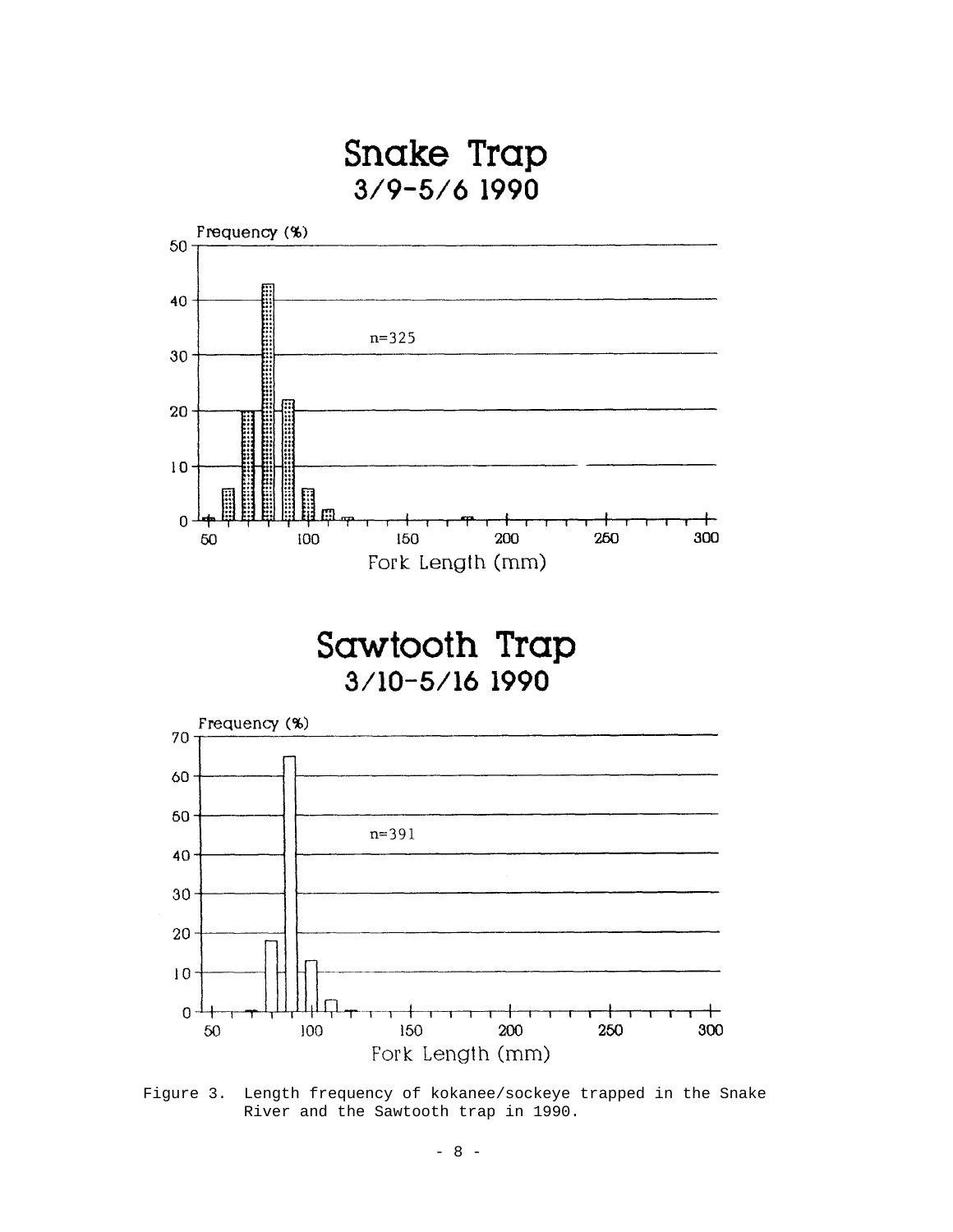## Snake Trap
### 3/9-5/6 1990

Frequency (%)

n=325

Fork Length (mm)

## Sawtooth Trap
### 3/10-5/16 1990

Frequency (%)

n=391

Fork Length (mm)

Figure 3. Length frequency of kokanee/sockeye trapped in the Snake River and the Sawtooth trap in 1990.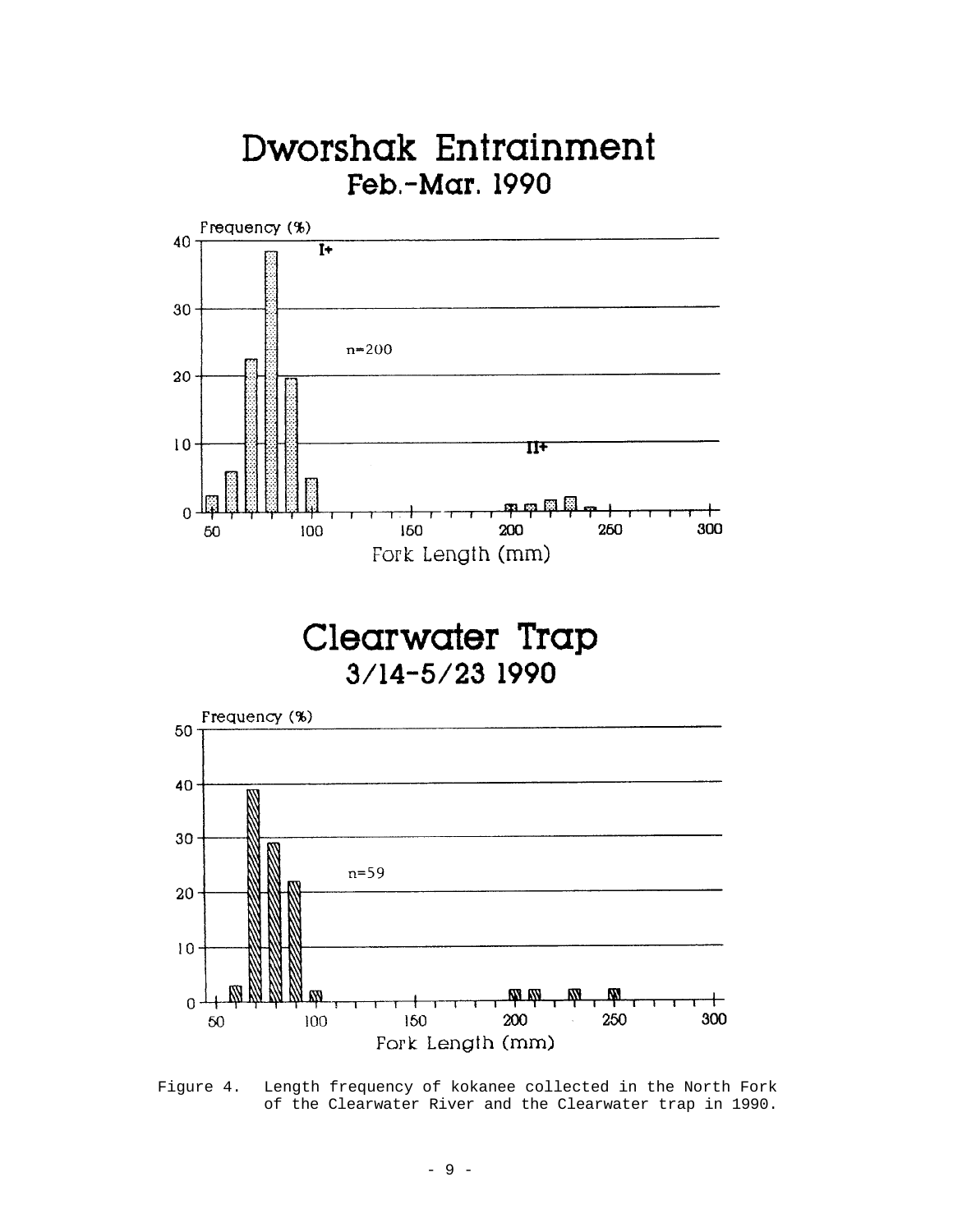# Dworshak Entrainment

## Feb.-Mar. 1990

# Clearwater Trap

## 3/14-5/23 1990

Figure 4. Length frequency of kokanee collected in the North Fork of the Clearwater River and the Clearwater trap in 1990.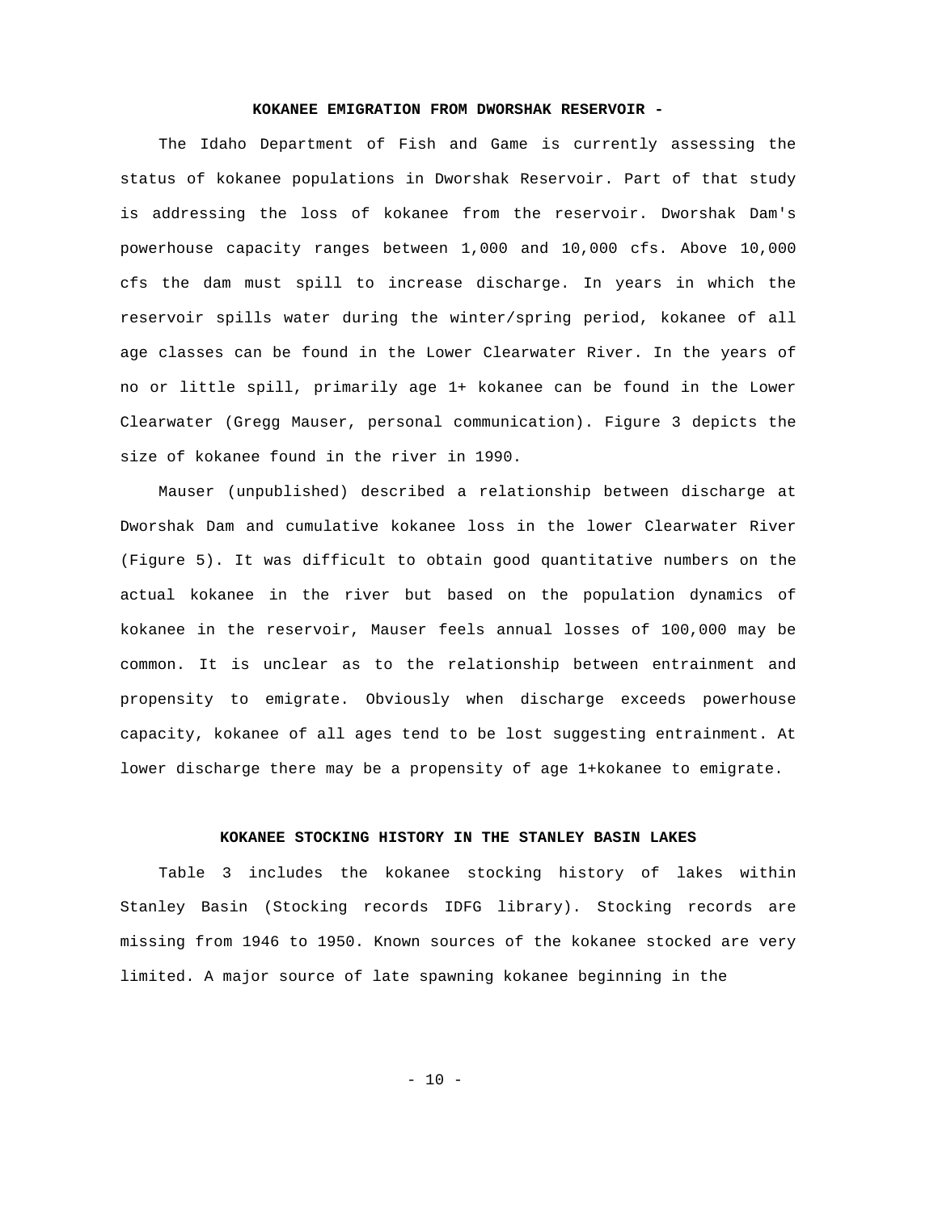## KOKANEE EMIGRATION FROM DWORSHAK RESERVOIR -

The Idaho Department of Fish and Game is currently assessing the status of kokanee populations in Dworshak Reservoir. Part of that study is addressing the loss of kokanee from the reservoir. Dworshak Dam's powerhouse capacity ranges between 1,000 and 10,000 cfs. Above 10,000 cfs the dam must spill to increase discharge. In years in which the reservoir spills water during the winter/spring period, kokanee of all age classes can be found in the Lower Clearwater River. In the years of no or little spill, primarily age 1+ kokanee can be found in the Lower Clearwater (Gregg Mauser, personal communication). Figure 3 depicts the size of kokanee found in the river in 1990.

Mauser (unpublished) described a relationship between discharge at Dworshak Dam and cumulative kokanee loss in the lower Clearwater River (Figure 5). It was difficult to obtain good quantitative numbers on the actual kokanee in the river but based on the population dynamics of kokanee in the reservoir, Mauser feels annual losses of 100,000 may be common. It is unclear as to the relationship between entrainment and propensity to emigrate. Obviously when discharge exceeds powerhouse capacity, kokanee of all ages tend to be lost suggesting entrainment. At lower discharge there may be a propensity of age 1+kokanee to emigrate.

## KOKANEE STOCKING HISTORY IN THE STANLEY BASIN LAKES

Table 3 includes the kokanee stocking history of lakes within Stanley Basin (Stocking records IDFG library). Stocking records are missing from 1946 to 1950. Known sources of the kokanee stocked are very limited. A major source of late spawning kokanee beginning in the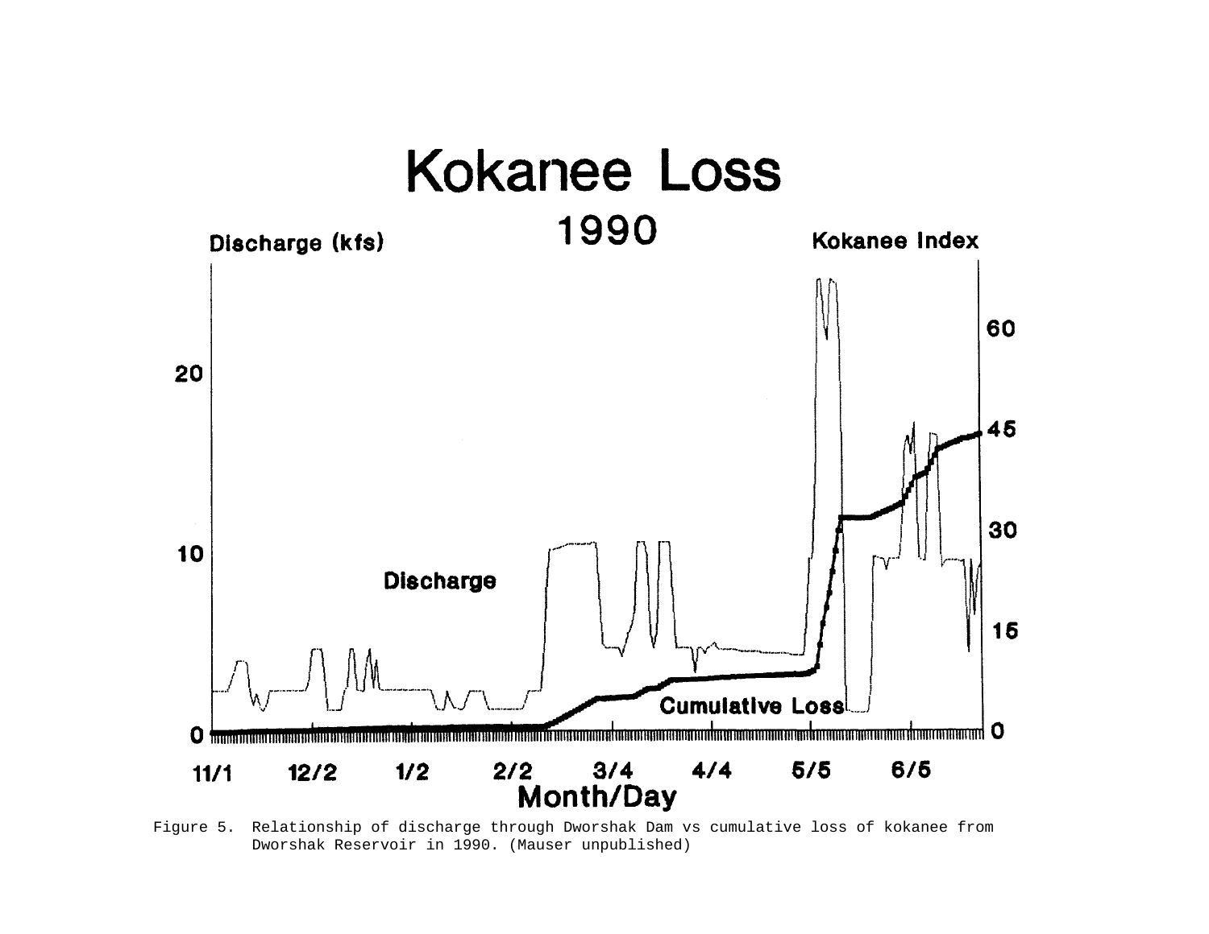Figure 5. Relationship of discharge through Dworshak Dam vs cumulative loss of kokanee from Dworshak Reservoir in 1990. (Mauser unpublished)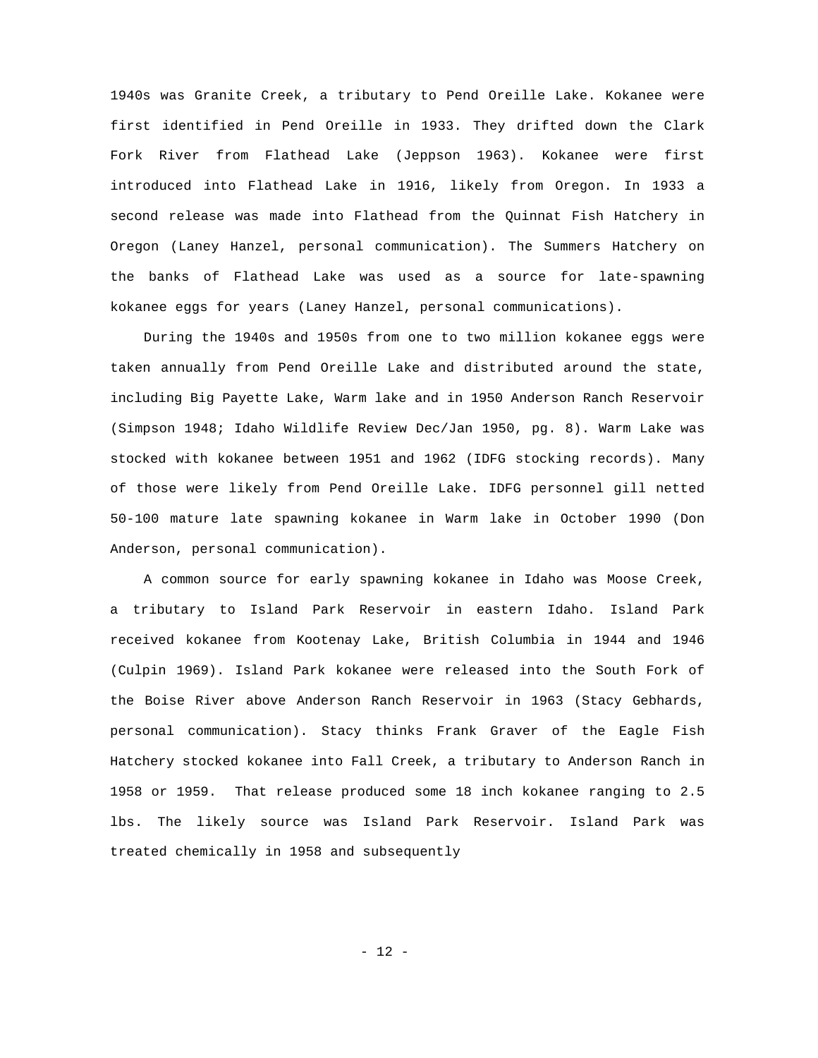1940s was Granite Creek, a tributary to Pend Oreille Lake. Kokanee were first identified in Pend Oreille in 1933. They drifted down the Clark Fork River from Flathead Lake (Jeppson 1963). Kokanee were first introduced into Flathead Lake in 1916, likely from Oregon. In 1933 a second release was made into Flathead from the Quinnat Fish Hatchery in Oregon (Laney Hanzel, personal communication). The Summers Hatchery on the banks of Flathead Lake was used as a source for late-spawning kokanee eggs for years (Laney Hanzel, personal communications).

During the 1940s and 1950s from one to two million kokanee eggs were taken annually from Pend Oreille Lake and distributed around the state, including Big Payette Lake, Warm lake and in 1950 Anderson Ranch Reservoir (Simpson 1948; Idaho Wildlife Review Dec/Jan 1950, pg. 8). Warm Lake was stocked with kokanee between 1951 and 1962 (IDFG stocking records). Many of those were likely from Pend Oreille Lake. IDFG personnel gill netted 50-100 mature late spawning kokanee in Warm lake in October 1990 (Don Anderson, personal communication).

A common source for early spawning kokanee in Idaho was Moose Creek, a tributary to Island Park Reservoir in eastern Idaho. Island Park received kokanee from Kootenay Lake, British Columbia in 1944 and 1946 (Culpin 1969). Island Park kokanee were released into the South Fork of the Boise River above Anderson Ranch Reservoir in 1963 (Stacy Gebhards, personal communication). Stacy thinks Frank Graver of the Eagle Fish Hatchery stocked kokanee into Fall Creek, a tributary to Anderson Ranch in 1958 or 1959. That release produced some 18 inch kokanee ranging to 2.5 lbs. The likely source was Island Park Reservoir. Island Park was treated chemically in 1958 and subsequently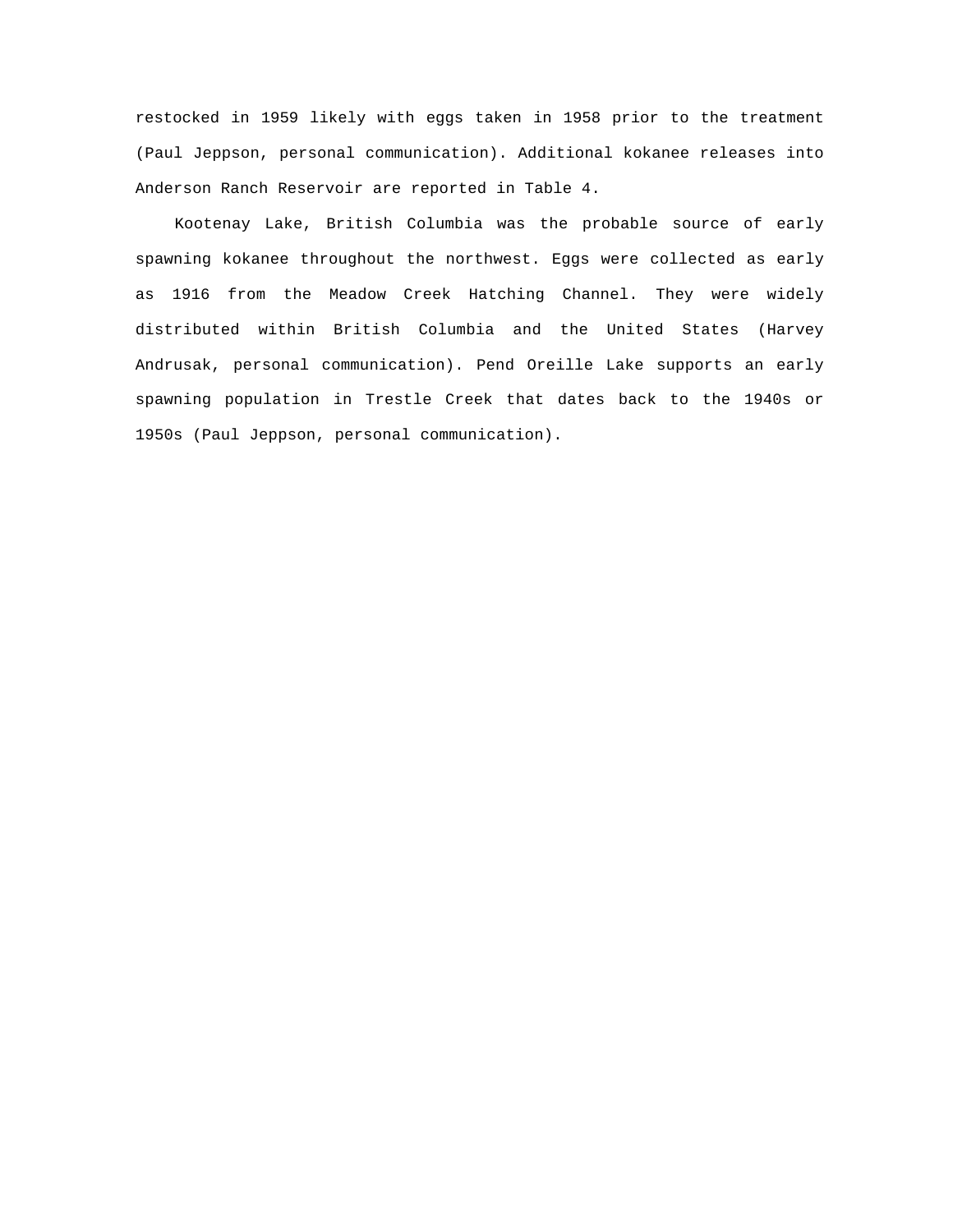restocked in 1959 likely with eggs taken in 1958 prior to the treatment (Paul Jeppson, personal communication). Additional kokanee releases into Anderson Ranch Reservoir are reported in Table 4.

Kootenay Lake, British Columbia was the probable source of early spawning kokanee throughout the northwest. Eggs were collected as early as 1916 from the Meadow Creek Hatching Channel. They were widely distributed within British Columbia and the United States (Harvey Andrusak, personal communication). Pend Oreille Lake supports an early spawning population in Trestle Creek that dates back to the 1940s or 1950s (Paul Jeppson, personal communication).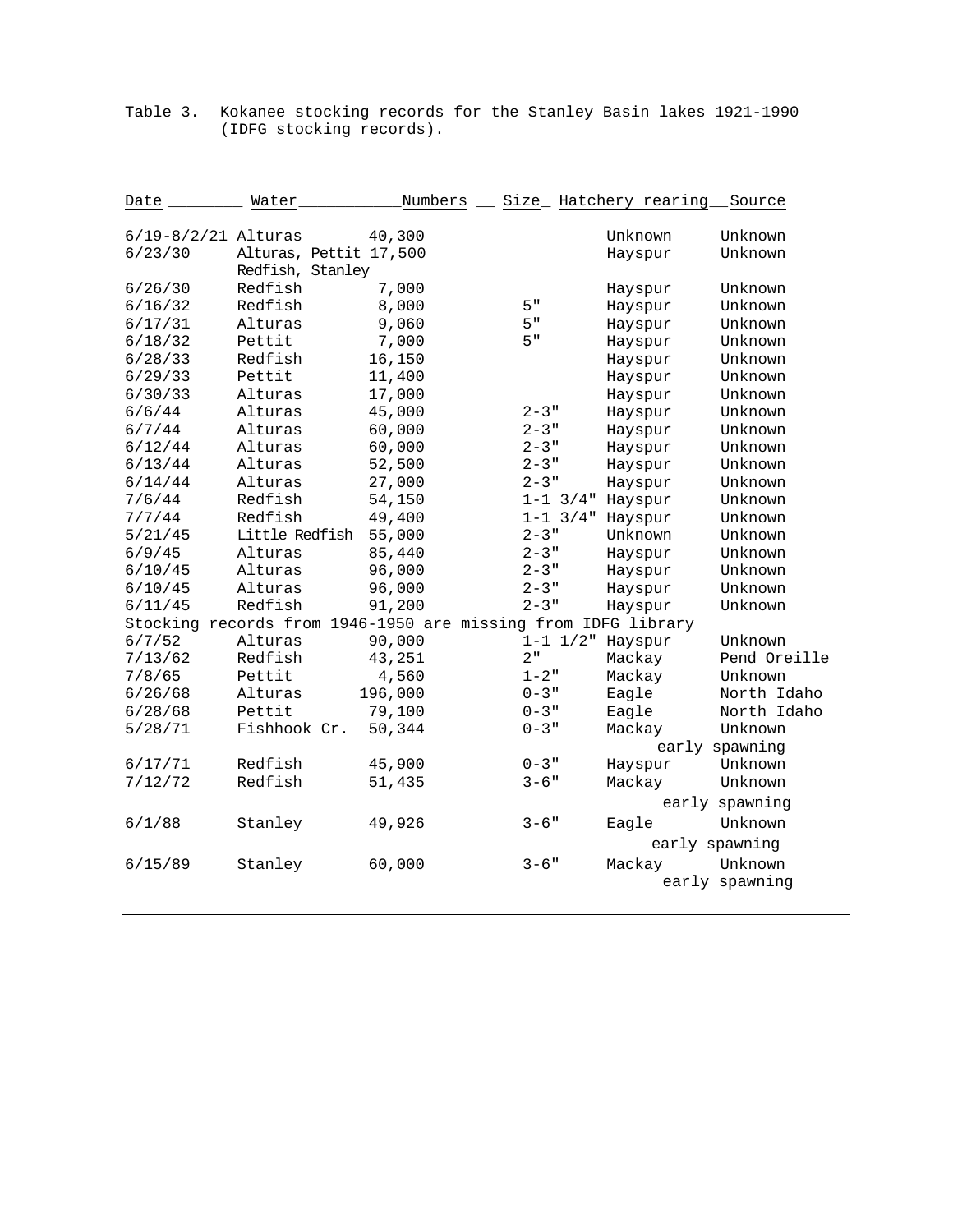Table 3. Kokanee stocking records for the Stanley Basin lakes 1921-1990 (IDFG stocking records).

| Date | Water | Numbers | Size | Hatchery rearing | Source |
|---|---|---|---|---|---|
| 6/19-8/2/21 | Alturas | 40,300 | | Unknown | Unknown |
| 6/23/30 | Alturas, Pettit Redfish, Stanley | 17,500 | | Hayspur | Unknown |
| 6/26/30 | Redfish | 7,000 | | Hayspur | Unknown |
| 6/16/32 | Redfish | 8,000 | 5" | Hayspur | Unknown |
| 6/17/31 | Alturas | 9,060 | 5" | Hayspur | Unknown |
| 6/18/32 | Pettit | 7,000 | 5" | Hayspur | Unknown |
| 6/28/33 | Redfish | 16,150 | | Hayspur | Unknown |
| 6/29/33 | Pettit | 11,400 | | Hayspur | Unknown |
| 6/30/33 | Alturas | 17,000 | | Hayspur | Unknown |
| 6/6/44 | Alturas | 45,000 | 2-3" | Hayspur | Unknown |
| 6/7/44 | Alturas | 60,000 | 2-3" | Hayspur | Unknown |
| 6/12/44 | Alturas | 60,000 | 2-3" | Hayspur | Unknown |
| 6/13/44 | Alturas | 52,500 | 2-3" | Hayspur | Unknown |
| 6/14/44 | Alturas | 27,000 | 2-3" | Hayspur | Unknown |
| 7/6/44 | Redfish | 54,150 | 1-1 3/4" | Hayspur | Unknown |
| 7/7/44 | Redfish | 49,400 | 1-1 3/4" | Hayspur | Unknown |
| 5/21/45 | Little Redfish | 55,000 | 2-3" | Unknown | Unknown |
| 6/9/45 | Alturas | 85,440 | 2-3" | Hayspur | Unknown |
| 6/10/45 | Alturas | 96,000 | 2-3" | Hayspur | Unknown |
| 6/10/45 | Alturas | 96,000 | 2-3" | Hayspur | Unknown |
| 6/11/45 | Redfish | 91,200 | 2-3" | Hayspur | Unknown |
| Stocking records from 1946-1950 are missing from IDFG library | | | | | |
| 6/7/52 | Alturas | 90,000 | 1-1 1/2" | Hayspur | Unknown |
| 7/13/62 | Redfish | 43,251 | 2" | Mackay | Pend Oreille |
| 7/8/65 | Pettit | 4,560 | 1-2" | Mackay | Unknown |
| 6/26/68 | Alturas | 196,000 | 0-3" | Eagle | North Idaho |
| 6/28/68 | Pettit | 79,100 | 0-3" | Eagle | North Idaho |
| 5/28/71 | Fishhook Cr. | 50,344 | 0-3" | Mackay | Unknown early spawning |
| 6/17/71 | Redfish | 45,900 | 0-3" | Hayspur | Unknown |
| 7/12/72 | Redfish | 51,435 | 3-6" | Mackay | Unknown early spawning |
| 6/1/88 | Stanley | 49,926 | 3-6" | Eagle | Unknown early spawning |
| 6/15/89 | Stanley | 60,000 | 3-6" | Mackay | Unknown early spawning |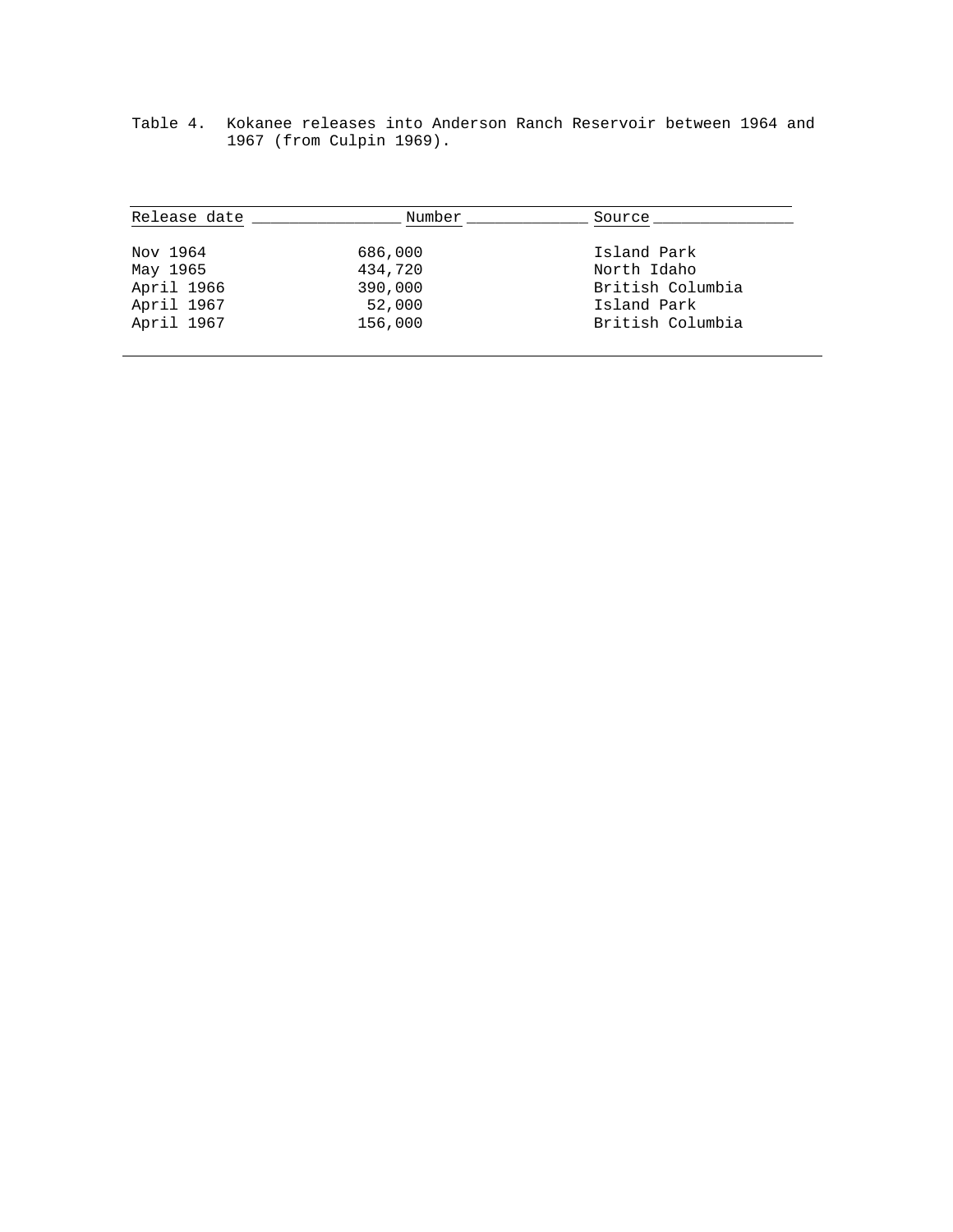Table 4. Kokanee releases into Anderson Ranch Reservoir between 1964 and 1967 (from Culpin 1969).

| Release date | Number | Source |
|---|---|---|
| Nov 1964 | 686,000 | Island Park |
| May 1965 | 434,720 | North Idaho |
| April 1966 | 390,000 | British Columbia |
| April 1967 | 52,000 | Island Park |
| April 1967 | 156,000 | British Columbia |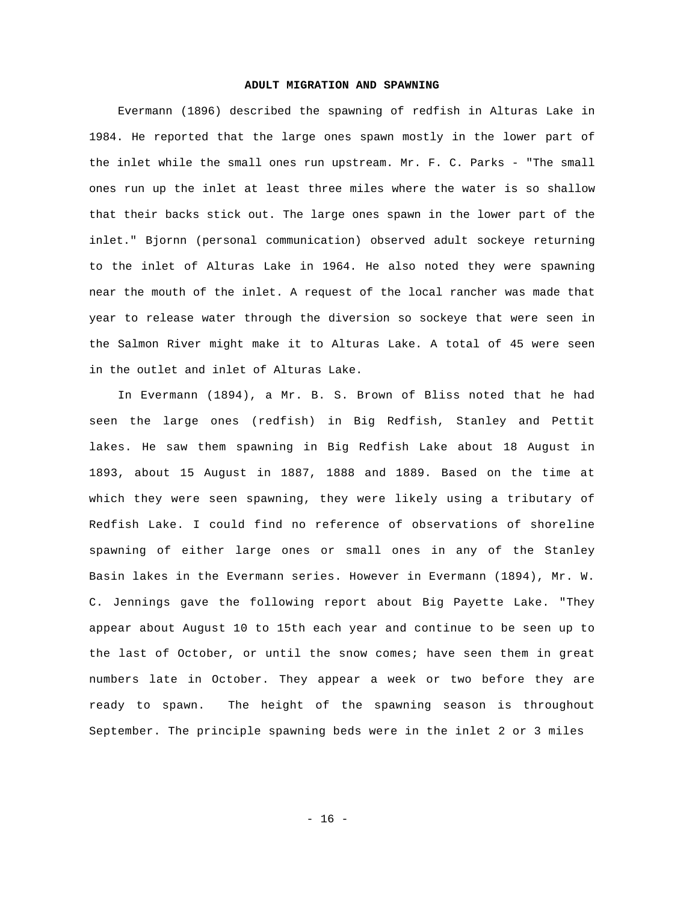## ADULT MIGRATION AND SPAWNING

Evermann (1896) described the spawning of redfish in Alturas Lake in 1984. He reported that the large ones spawn mostly in the lower part of the inlet while the small ones run upstream. Mr. F. C. Parks - "The small ones run up the inlet at least three miles where the water is so shallow that their backs stick out. The large ones spawn in the lower part of the inlet." Bjornn (personal communication) observed adult sockeye returning to the inlet of Alturas Lake in 1964. He also noted they were spawning near the mouth of the inlet. A request of the local rancher was made that year to release water through the diversion so sockeye that were seen in the Salmon River might make it to Alturas Lake. A total of 45 were seen in the outlet and inlet of Alturas Lake.

In Evermann (1894), a Mr. B. S. Brown of Bliss noted that he had seen the large ones (redfish) in Big Redfish, Stanley and Pettit lakes. He saw them spawning in Big Redfish Lake about 18 August in 1893, about 15 August in 1887, 1888 and 1889. Based on the time at which they were seen spawning, they were likely using a tributary of Redfish Lake. I could find no reference of observations of shoreline spawning of either large ones or small ones in any of the Stanley Basin lakes in the Evermann series. However in Evermann (1894), Mr. W. C. Jennings gave the following report about Big Payette Lake. "They appear about August 10 to 15th each year and continue to be seen up to the last of October, or until the snow comes; have seen them in great numbers late in October. They appear a week or two before they are ready to spawn. The height of the spawning season is throughout September. The principle spawning beds were in the inlet 2 or 3 miles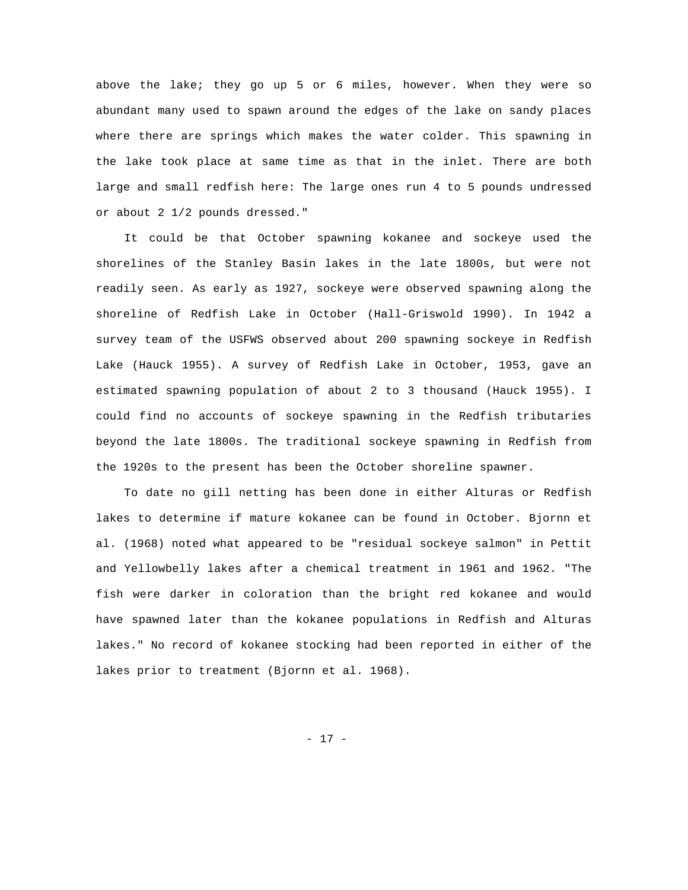above the lake; they go up 5 or 6 miles, however. When they were so abundant many used to spawn around the edges of the lake on sandy places where there are springs which makes the water colder. This spawning in the lake took place at same time as that in the inlet. There are both large and small redfish here: The large ones run 4 to 5 pounds undressed or about 2 1/2 pounds dressed."

It could be that October spawning kokanee and sockeye used the shorelines of the Stanley Basin lakes in the late 1800s, but were not readily seen. As early as 1927, sockeye were observed spawning along the shoreline of Redfish Lake in October (Hall-Griswold 1990). In 1942 a survey team of the USFWS observed about 200 spawning sockeye in Redfish Lake (Hauck 1955). A survey of Redfish Lake in October, 1953, gave an estimated spawning population of about 2 to 3 thousand (Hauck 1955). I could find no accounts of sockeye spawning in the Redfish tributaries beyond the late 1800s. The traditional sockeye spawning in Redfish from the 1920s to the present has been the October shoreline spawner.

To date no gill netting has been done in either Alturas or Redfish lakes to determine if mature kokanee can be found in October. Bjornn et al. (1968) noted what appeared to be "residual sockeye salmon" in Pettit and Yellowbelly lakes after a chemical treatment in 1961 and 1962. "The fish were darker in coloration than the bright red kokanee and would have spawned later than the kokanee populations in Redfish and Alturas lakes." No record of kokanee stocking had been reported in either of the lakes prior to treatment (Bjornn et al. 1968).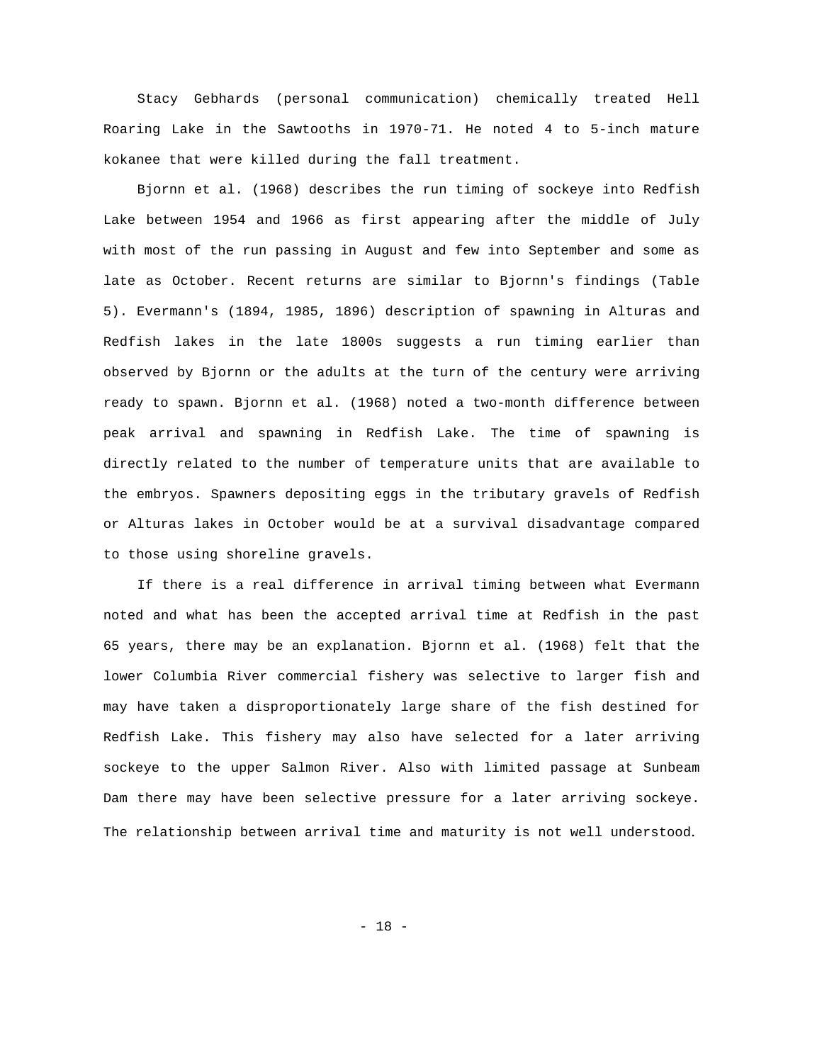Stacy Gebhards (personal communication) chemically treated Hell Roaring Lake in the Sawtooths in 1970-71. He noted 4 to 5-inch mature kokanee that were killed during the fall treatment.

Bjornn et al. (1968) describes the run timing of sockeye into Redfish Lake between 1954 and 1966 as first appearing after the middle of July with most of the run passing in August and few into September and some as late as October. Recent returns are similar to Bjornn's findings (Table 5). Evermann's (1894, 1985, 1896) description of spawning in Alturas and Redfish lakes in the late 1800s suggests a run timing earlier than observed by Bjornn or the adults at the turn of the century were arriving ready to spawn. Bjornn et al. (1968) noted a two-month difference between peak arrival and spawning in Redfish Lake. The time of spawning is directly related to the number of temperature units that are available to the embryos. Spawners depositing eggs in the tributary gravels of Redfish or Alturas lakes in October would be at a survival disadvantage compared to those using shoreline gravels.

If there is a real difference in arrival timing between what Evermann noted and what has been the accepted arrival time at Redfish in the past 65 years, there may be an explanation. Bjornn et al. (1968) felt that the lower Columbia River commercial fishery was selective to larger fish and may have taken a disproportionately large share of the fish destined for Redfish Lake. This fishery may also have selected for a later arriving sockeye to the upper Salmon River. Also with limited passage at Sunbeam Dam there may have been selective pressure for a later arriving sockeye. The relationship between arrival time and maturity is not well understood.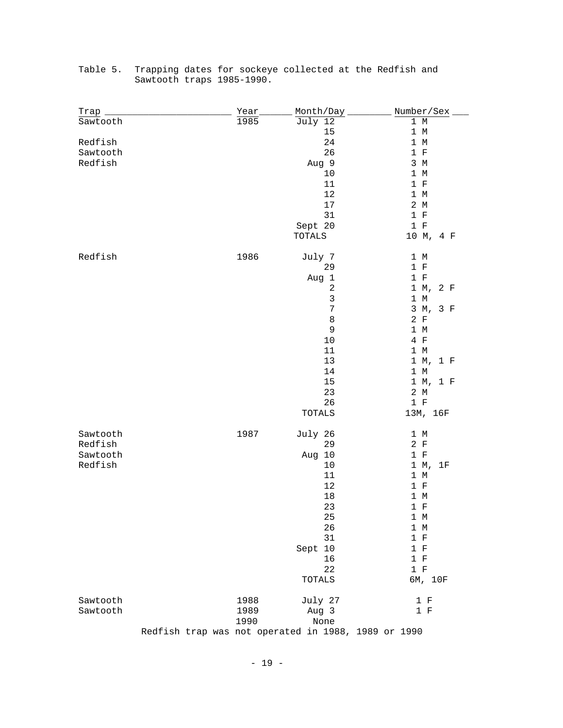Table 5. Trapping dates for sockeye collected at the Redfish and Sawtooth traps 1985-1990.

| Trap | Year | Month/Day | Number/Sex |
|---|---|---|---|
| Sawtooth | 1985 | July 12 | 1 M |
| | | 15 | 1 M |
| Redfish | | 24 | 1 M |
| Sawtooth | | 26 | 1 F |
| Redfish | | Aug 9 | 3 M |
| | | 10 | 1 M |
| | | 11 | 1 F |
| | | 12 | 1 M |
| | | 17 | 2 M |
| | | 31 | 1 F |
| | | Sept 20 | 1 F |
| | | TOTALS | 10 M, 4 F |
| Redfish | 1986 | July 7 | 1 M |
| | | 29 | 1 F |
| | | Aug 1 | 1 F |
| | | 2 | 1 M, 2 F |
| | | 3 | 1 M |
| | | 7 | 3 M, 3 F |
| | | 8 | 2 F |
| | | 9 | 1 M |
| | | 10 | 4 F |
| | | 11 | 1 M |
| | | 13 | 1 M, 1 F |
| | | 14 | 1 M |
| | | 15 | 1 M, 1 F |
| | | 23 | 2 M |
| | | 26 | 1 F |
| | | TOTALS | 13M, 16F |
| Sawtooth | 1987 | July 26 | 1 M |
| Redfish | | 29 | 2 F |
| Sawtooth | | Aug 10 | 1 F |
| Redfish | | 10 | 1 M, 1F |
| | | 11 | 1 M |
| | | 12 | 1 F |
| | | 18 | 1 M |
| | | 23 | 1 F |
| | | 25 | 1 M |
| | | 26 | 1 M |
| | | 31 | 1 F |
| | | Sept 10 | 1 F |
| | | 16 | 1 F |
| | | 22 | 1 F |
| | | TOTALS | 6M, 10F |
| Sawtooth | 1988 | July 27 | 1 F |
| Sawtooth | 1989 | Aug 3 | 1 F |
| | 1990 | None | |

Redfish trap was not operated in 1988, 1989 or 1990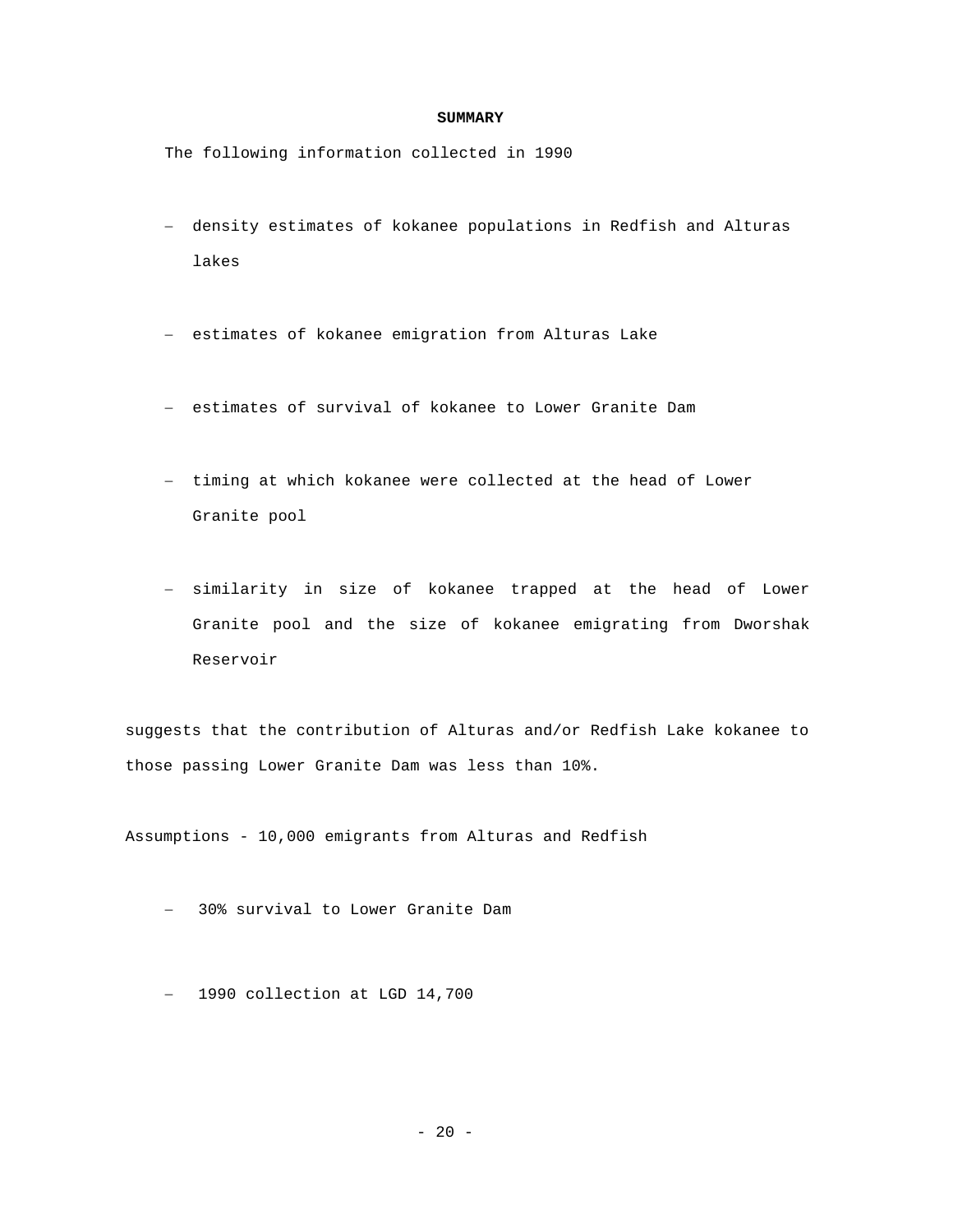## SUMMARY

The following information collected in 1990

- density estimates of kokanee populations in Redfish and Alturas lakes
- estimates of kokanee emigration from Alturas Lake
- estimates of survival of kokanee to Lower Granite Dam
- timing at which kokanee were collected at the head of Lower Granite pool
- similarity in size of kokanee trapped at the head of Lower Granite pool and the size of kokanee emigrating from Dworshak Reservoir

suggests that the contribution of Alturas and/or Redfish Lake kokanee to those passing Lower Granite Dam was less than 10%.

Assumptions - 10,000 emigrants from Alturas and Redfish

- 30% survival to Lower Granite Dam
- 1990 collection at LGD 14,700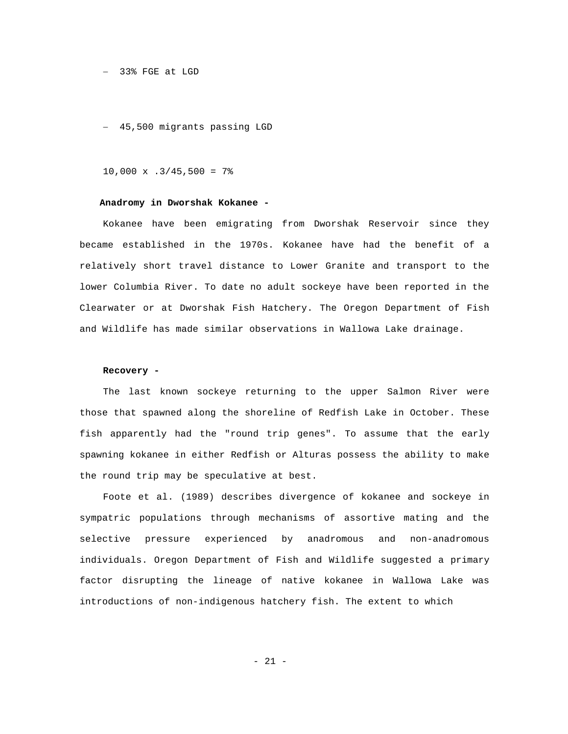- 33% FGE at LGD

- 45,500 migrants passing LGD

10,000 x .3/45,500 = 7%

**Anadromy in Dworshak Kokanee -**

Kokanee have been emigrating from Dworshak Reservoir since they became established in the 1970s. Kokanee have had the benefit of a relatively short travel distance to Lower Granite and transport to the lower Columbia River. To date no adult sockeye have been reported in the Clearwater or at Dworshak Fish Hatchery. The Oregon Department of Fish and Wildlife has made similar observations in Wallowa Lake drainage.

**Recovery -**

The last known sockeye returning to the upper Salmon River were those that spawned along the shoreline of Redfish Lake in October. These fish apparently had the "round trip genes". To assume that the early spawning kokanee in either Redfish or Alturas possess the ability to make the round trip may be speculative at best.

Foote et al. (1989) describes divergence of kokanee and sockeye in sympatric populations through mechanisms of assortive mating and the selective pressure experienced by anadromous and non-anadromous individuals. Oregon Department of Fish and Wildlife suggested a primary factor disrupting the lineage of native kokanee in Wallowa Lake was introductions of non-indigenous hatchery fish. The extent to which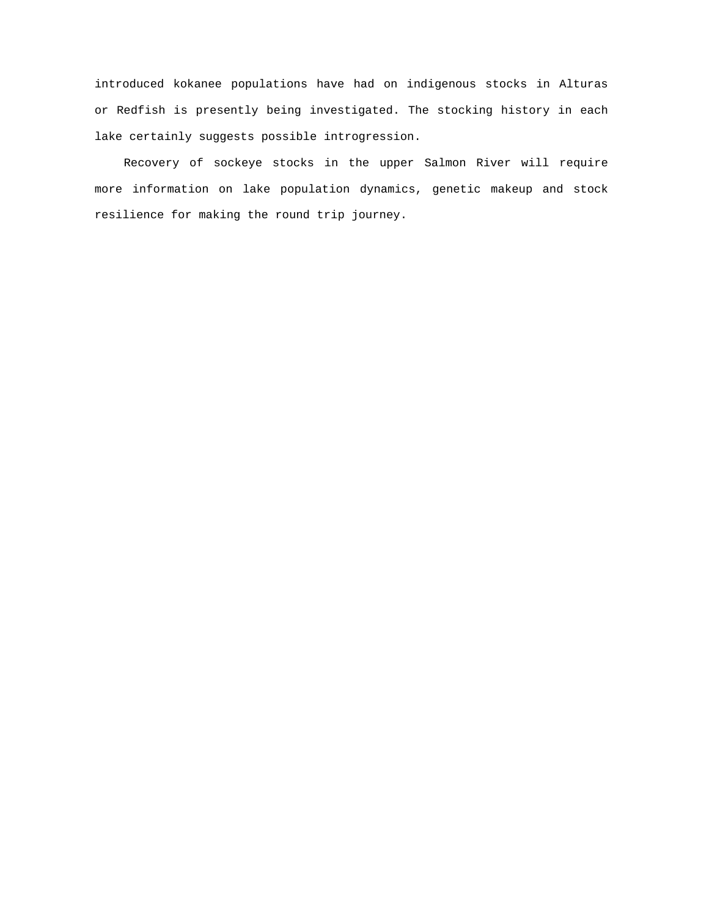introduced kokanee populations have had on indigenous stocks in Alturas or Redfish is presently being investigated. The stocking history in each lake certainly suggests possible introgression.

Recovery of sockeye stocks in the upper Salmon River will require more information on lake population dynamics, genetic makeup and stock resilience for making the round trip journey.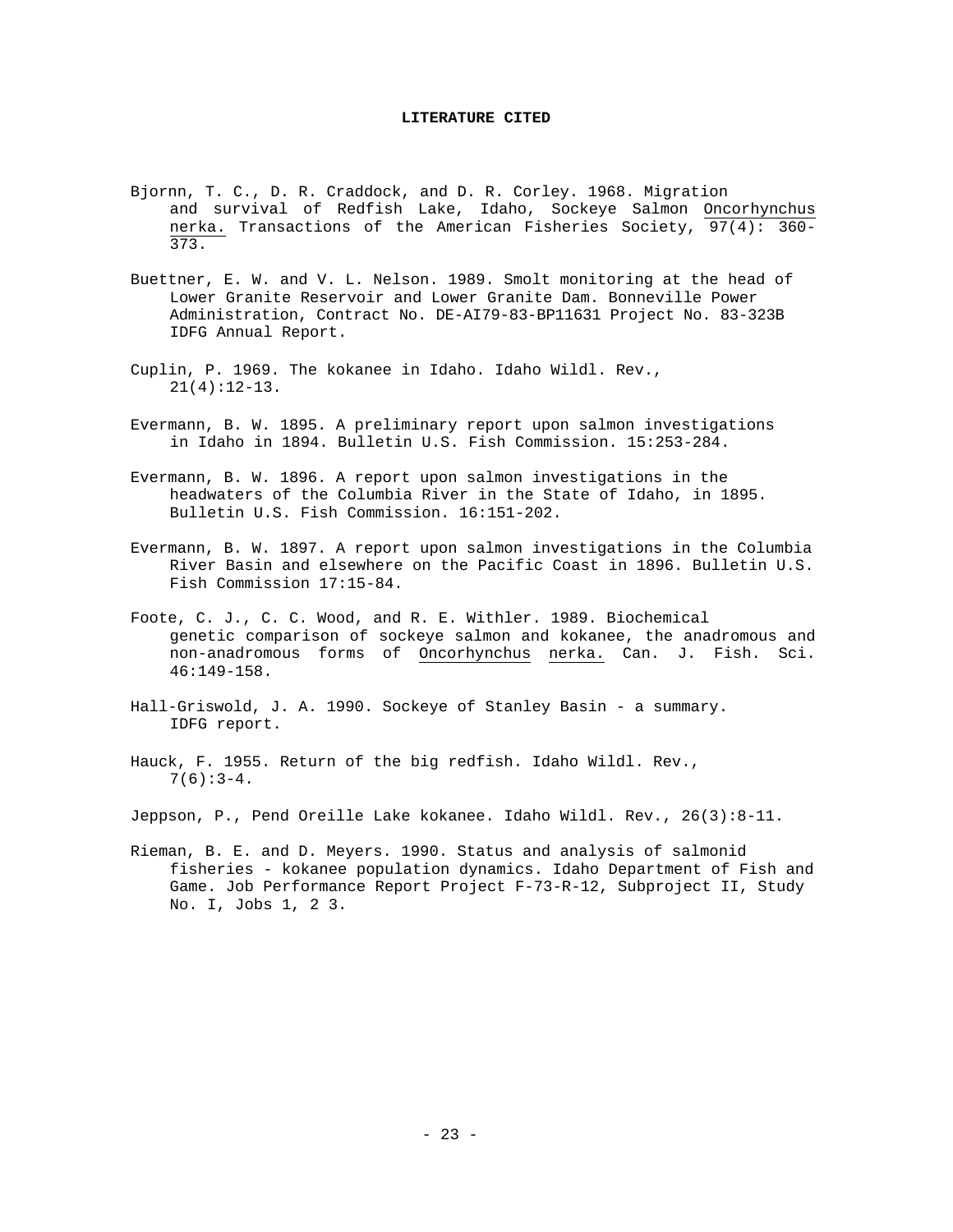## LITERATURE CITED

Bjornn, T. C., D. R. Craddock, and D. R. Corley. 1968. Migration and survival of Redfish Lake, Idaho, Sockeye Salmon Oncorhynchus nerka. Transactions of the American Fisheries Society, 97(4): 360-373.

Buettner, E. W. and V. L. Nelson. 1989. Smolt monitoring at the head of Lower Granite Reservoir and Lower Granite Dam. Bonneville Power Administration, Contract No. DE-AI79-83-BP11631 Project No. 83-323B IDFG Annual Report.

Cuplin, P. 1969. The kokanee in Idaho. Idaho Wildl. Rev., 21(4):12-13.

Evermann, B. W. 1895. A preliminary report upon salmon investigations in Idaho in 1894. Bulletin U.S. Fish Commission. 15:253-284.

Evermann, B. W. 1896. A report upon salmon investigations in the headwaters of the Columbia River in the State of Idaho, in 1895. Bulletin U.S. Fish Commission. 16:151-202.

Evermann, B. W. 1897. A report upon salmon investigations in the Columbia River Basin and elsewhere on the Pacific Coast in 1896. Bulletin U.S. Fish Commission 17:15-84.

Foote, C. J., C. C. Wood, and R. E. Withler. 1989. Biochemical genetic comparison of sockeye salmon and kokanee, the anadromous and non-anadromous forms of Oncorhynchus nerka. Can. J. Fish. Sci. 46:149-158.

Hall-Griswold, J. A. 1990. Sockeye of Stanley Basin - a summary. IDFG report.

Hauck, F. 1955. Return of the big redfish. Idaho Wildl. Rev., 7(6):3-4.

Jeppson, P., Pend Oreille Lake kokanee. Idaho Wildl. Rev., 26(3):8-11.

Rieman, B. E. and D. Meyers. 1990. Status and analysis of salmonid fisheries - kokanee population dynamics. Idaho Department of Fish and Game. Job Performance Report Project F-73-R-12, Subproject II, Study No. I, Jobs 1, 2 3.